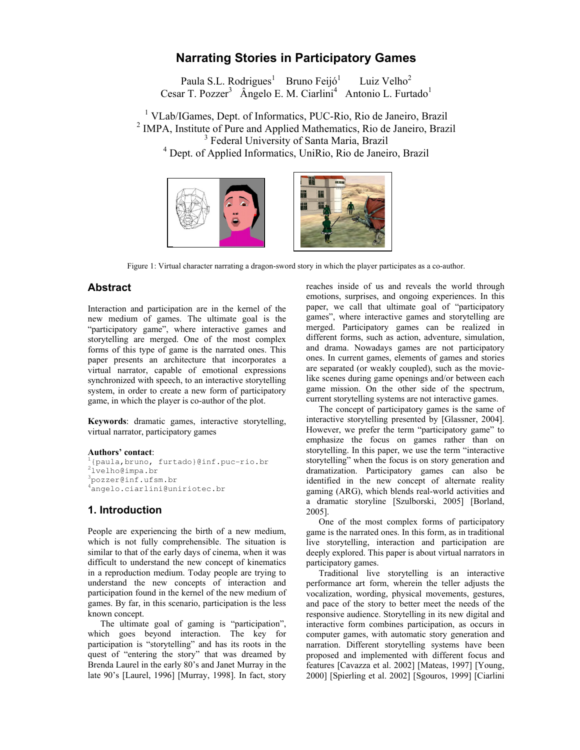# Narrating Stories in Participatory Games

Paula S.L. Rodrigues[1] Bruno Feijó[1] Luiz Velho[2]
Cesar T. Pozzer[3] Ângelo E. M. Ciarlini[4] Antonio L. Furtado[1]

[1] VLab/IGames, Dept. of Informatics, PUC-Rio, Rio de Janeiro, Brazil
[2] IMPA, Institute of Pure and Applied Mathematics, Rio de Janeiro, Brazil
[3] Federal University of Santa Maria, Brazil
[4] Dept. of Applied Informatics, UniRio, Rio de Janeiro, Brazil

Figure 1: Virtual character narrating a dragon-sword story in which the player participates as a co-author.

## Abstract

Interaction and participation are in the kernel of the new medium of games. The ultimate goal is the "participatory game", where interactive games and storytelling are merged. One of the most complex forms of this type of game is the narrated ones. This paper presents an architecture that incorporates a virtual narrator, capable of emotional expressions synchronized with speech, to an interactive storytelling system, in order to create a new form of participatory game, in which the player is co-author of the plot.

**Keywords**: dramatic games, interactive storytelling, virtual narrator, participatory games

**Authors' contact**:
[1]{paula,bruno, furtado}@inf.puc-rio.br
[2]lvelho@impa.br
[3]pozzer@inf.ufsm.br
[4]angelo.ciarlini@uniriotec.br

## 1. Introduction

People are experiencing the birth of a new medium, which is not fully comprehensible. The situation is similar to that of the early days of cinema, when it was difficult to understand the new concept of kinematics in a reproduction medium. Today people are trying to understand the new concepts of interaction and participation found in the kernel of the new medium of games. By far, in this scenario, participation is the less known concept.

The ultimate goal of gaming is "participation", which goes beyond interaction. The key for participation is "storytelling" and has its roots in the quest of "entering the story" that was dreamed by Brenda Laurel in the early 80's and Janet Murray in the late 90's [Laurel, 1996] [Murray, 1998]. In fact, story reaches inside of us and reveals the world through emotions, surprises, and ongoing experiences. In this paper, we call that ultimate goal of "participatory games", where interactive games and storytelling are merged. Participatory games can be realized in different forms, such as action, adventure, simulation, and drama. Nowadays games are not participatory ones. In current games, elements of games and stories are separated (or weakly coupled), such as the movie-like scenes during game openings and/or between each game mission. On the other side of the spectrum, current storytelling systems are not interactive games.

The concept of participatory games is the same of interactive storytelling presented by [Glassner, 2004]. However, we prefer the term "participatory game" to emphasize the focus on games rather than on storytelling. In this paper, we use the term "interactive storytelling" when the focus is on story generation and dramatization. Participatory games can also be identified in the new concept of alternate reality gaming (ARG), which blends real-world activities and a dramatic storyline [Szulborski, 2005] [Borland, 2005].

One of the most complex forms of participatory game is the narrated ones. In this form, as in traditional live storytelling, interaction and participation are deeply explored. This paper is about virtual narrators in participatory games.

Traditional live storytelling is an interactive performance art form, wherein the teller adjusts the vocalization, wording, physical movements, gestures, and pace of the story to better meet the needs of the responsive audience. Storytelling in its new digital and interactive form combines participation, as occurs in computer games, with automatic story generation and narration. Different storytelling systems have been proposed and implemented with different focus and features [Cavazza et al. 2002] [Mateas, 1997] [Young, 2000] [Spierling et al. 2002] [Sgouros, 1999] [Ciarlini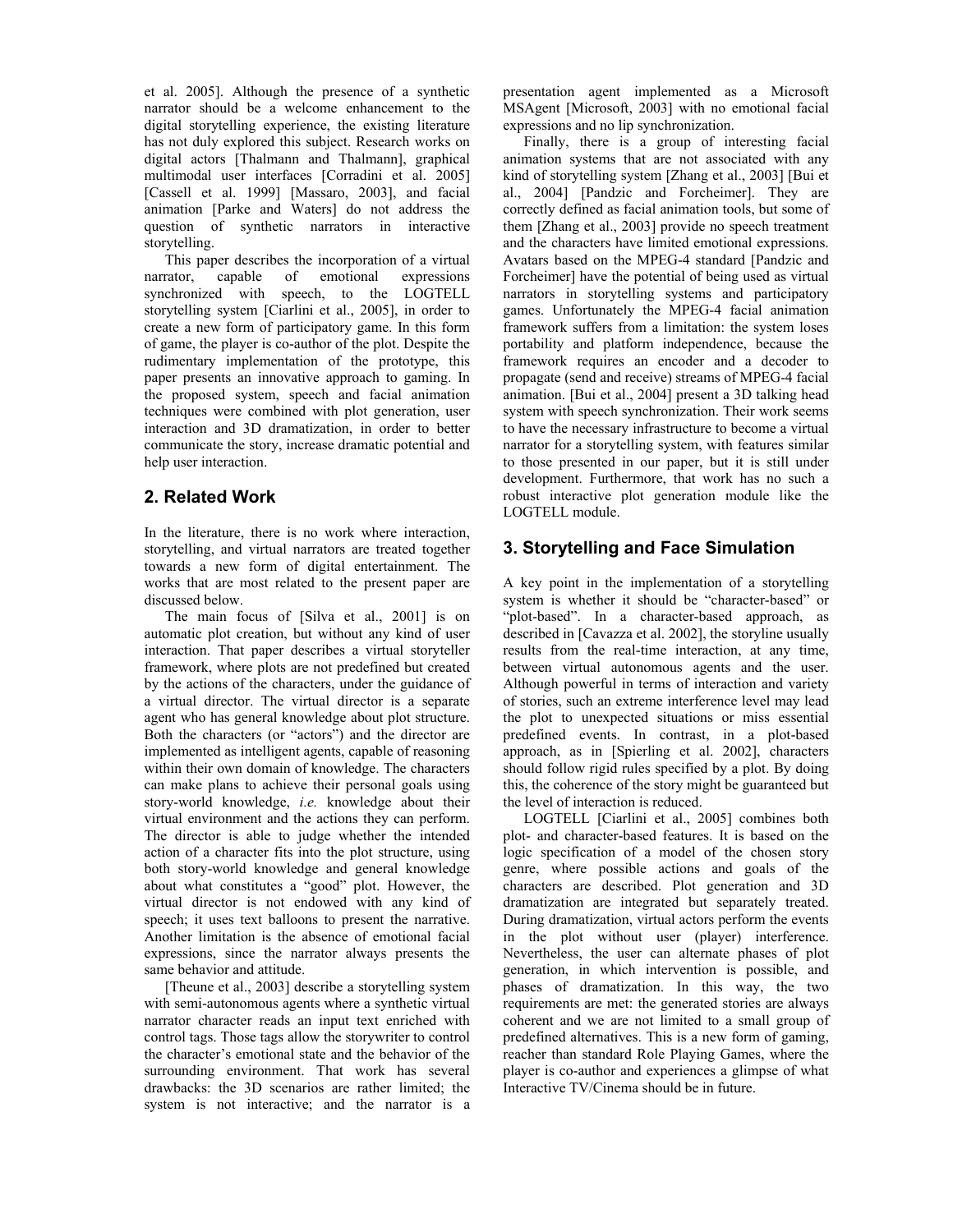et al. 2005]. Although the presence of a synthetic narrator should be a welcome enhancement to the digital storytelling experience, the existing literature has not duly explored this subject. Research works on digital actors [Thalmann and Thalmann], graphical multimodal user interfaces [Corradini et al. 2005] [Cassell et al. 1999] [Massaro, 2003], and facial animation [Parke and Waters] do not address the question of synthetic narrators in interactive storytelling.

This paper describes the incorporation of a virtual narrator, capable of emotional expressions synchronized with speech, to the LOGTELL storytelling system [Ciarlini et al., 2005], in order to create a new form of participatory game. In this form of game, the player is co-author of the plot. Despite the rudimentary implementation of the prototype, this paper presents an innovative approach to gaming. In the proposed system, speech and facial animation techniques were combined with plot generation, user interaction and 3D dramatization, in order to better communicate the story, increase dramatic potential and help user interaction.

## 2. Related Work

In the literature, there is no work where interaction, storytelling, and virtual narrators are treated together towards a new form of digital entertainment. The works that are most related to the present paper are discussed below.

The main focus of [Silva et al., 2001] is on automatic plot creation, but without any kind of user interaction. That paper describes a virtual storyteller framework, where plots are not predefined but created by the actions of the characters, under the guidance of a virtual director. The virtual director is a separate agent who has general knowledge about plot structure. Both the characters (or "actors") and the director are implemented as intelligent agents, capable of reasoning within their own domain of knowledge. The characters can make plans to achieve their personal goals using story-world knowledge, *i.e.* knowledge about their virtual environment and the actions they can perform. The director is able to judge whether the intended action of a character fits into the plot structure, using both story-world knowledge and general knowledge about what constitutes a "good" plot. However, the virtual director is not endowed with any kind of speech; it uses text balloons to present the narrative. Another limitation is the absence of emotional facial expressions, since the narrator always presents the same behavior and attitude.

[Theune et al., 2003] describe a storytelling system with semi-autonomous agents where a synthetic virtual narrator character reads an input text enriched with control tags. Those tags allow the storywriter to control the character's emotional state and the behavior of the surrounding environment. That work has several drawbacks: the 3D scenarios are rather limited; the system is not interactive; and the narrator is a presentation agent implemented as a Microsoft MSAgent [Microsoft, 2003] with no emotional facial expressions and no lip synchronization.

Finally, there is a group of interesting facial animation systems that are not associated with any kind of storytelling system [Zhang et al., 2003] [Bui et al., 2004] [Pandzic and Forcheimer]. They are correctly defined as facial animation tools, but some of them [Zhang et al., 2003] provide no speech treatment and the characters have limited emotional expressions. Avatars based on the MPEG-4 standard [Pandzic and Forcheimer] have the potential of being used as virtual narrators in storytelling systems and participatory games. Unfortunately the MPEG-4 facial animation framework suffers from a limitation: the system loses portability and platform independence, because the framework requires an encoder and a decoder to propagate (send and receive) streams of MPEG-4 facial animation. [Bui et al., 2004] present a 3D talking head system with speech synchronization. Their work seems to have the necessary infrastructure to become a virtual narrator for a storytelling system, with features similar to those presented in our paper, but it is still under development. Furthermore, that work has no such a robust interactive plot generation module like the LOGTELL module.

## 3. Storytelling and Face Simulation

A key point in the implementation of a storytelling system is whether it should be "character-based" or "plot-based". In a character-based approach, as described in [Cavazza et al. 2002], the storyline usually results from the real-time interaction, at any time, between virtual autonomous agents and the user. Although powerful in terms of interaction and variety of stories, such an extreme interference level may lead the plot to unexpected situations or miss essential predefined events. In contrast, in a plot-based approach, as in [Spierling et al. 2002], characters should follow rigid rules specified by a plot. By doing this, the coherence of the story might be guaranteed but the level of interaction is reduced.

LOGTELL [Ciarlini et al., 2005] combines both plot- and character-based features. It is based on the logic specification of a model of the chosen story genre, where possible actions and goals of the characters are described. Plot generation and 3D dramatization are integrated but separately treated. During dramatization, virtual actors perform the events in the plot without user (player) interference. Nevertheless, the user can alternate phases of plot generation, in which intervention is possible, and phases of dramatization. In this way, the two requirements are met: the generated stories are always coherent and we are not limited to a small group of predefined alternatives. This is a new form of gaming, reacher than standard Role Playing Games, where the player is co-author and experiences a glimpse of what Interactive TV/Cinema should be in future.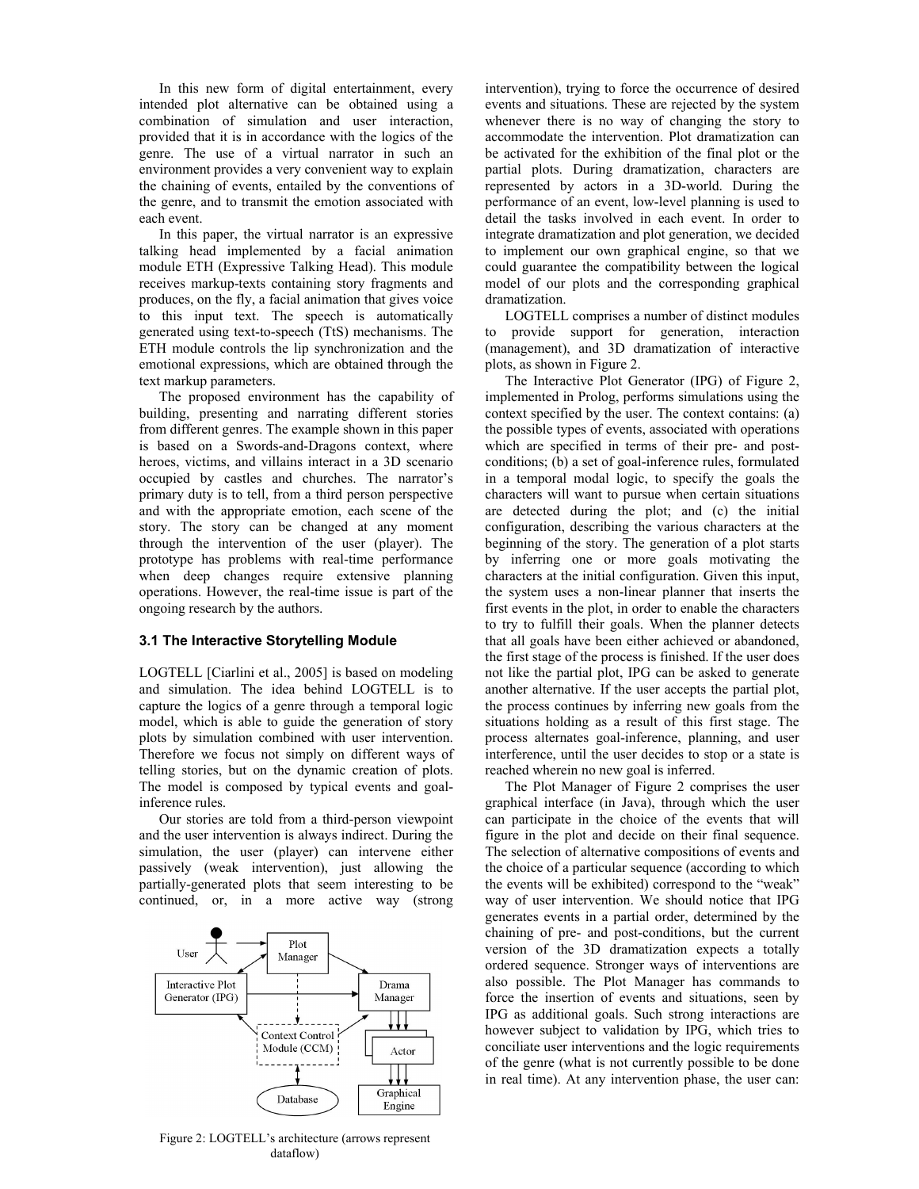In this new form of digital entertainment, every intended plot alternative can be obtained using a combination of simulation and user interaction, provided that it is in accordance with the logics of the genre. The use of a virtual narrator in such an environment provides a very convenient way to explain the chaining of events, entailed by the conventions of the genre, and to transmit the emotion associated with each event.

In this paper, the virtual narrator is an expressive talking head implemented by a facial animation module ETH (Expressive Talking Head). This module receives markup-texts containing story fragments and produces, on the fly, a facial animation that gives voice to this input text. The speech is automatically generated using text-to-speech (TtS) mechanisms. The ETH module controls the lip synchronization and the emotional expressions, which are obtained through the text markup parameters.

The proposed environment has the capability of building, presenting and narrating different stories from different genres. The example shown in this paper is based on a Swords-and-Dragons context, where heroes, victims, and villains interact in a 3D scenario occupied by castles and churches. The narrator's primary duty is to tell, from a third person perspective and with the appropriate emotion, each scene of the story. The story can be changed at any moment through the intervention of the user (player). The prototype has problems with real-time performance when deep changes require extensive planning operations. However, the real-time issue is part of the ongoing research by the authors.

### 3.1 The Interactive Storytelling Module

LOGTELL [Ciarlini et al., 2005] is based on modeling and simulation. The idea behind LOGTELL is to capture the logics of a genre through a temporal logic model, which is able to guide the generation of story plots by simulation combined with user intervention. Therefore we focus not simply on different ways of telling stories, but on the dynamic creation of plots. The model is composed by typical events and goal-inference rules.

Our stories are told from a third-person viewpoint and the user intervention is always indirect. During the simulation, the user (player) can intervene either passively (weak intervention), just allowing the partially-generated plots that seem interesting to be continued, or, in a more active way (strong intervention), trying to force the occurrence of desired events and situations. These are rejected by the system whenever there is no way of changing the story to accommodate the intervention. Plot dramatization can be activated for the exhibition of the final plot or the partial plots. During dramatization, characters are represented by actors in a 3D-world. During the performance of an event, low-level planning is used to detail the tasks involved in each event. In order to integrate dramatization and plot generation, we decided to implement our own graphical engine, so that we could guarantee the compatibility between the logical model of our plots and the corresponding graphical dramatization.

Figure 2: LOGTELL's architecture (arrows represent dataflow)

LOGTELL comprises a number of distinct modules to provide support for generation, interaction (management), and 3D dramatization of interactive plots, as shown in Figure 2.

The Interactive Plot Generator (IPG) of Figure 2, implemented in Prolog, performs simulations using the context specified by the user. The context contains: (a) the possible types of events, associated with operations which are specified in terms of their pre- and post-conditions; (b) a set of goal-inference rules, formulated in a temporal modal logic, to specify the goals the characters will want to pursue when certain situations are detected during the plot; and (c) the initial configuration, describing the various characters at the beginning of the story. The generation of a plot starts by inferring one or more goals motivating the characters at the initial configuration. Given this input, the system uses a non-linear planner that inserts the first events in the plot, in order to enable the characters to try to fulfill their goals. When the planner detects that all goals have been either achieved or abandoned, the first stage of the process is finished. If the user does not like the partial plot, IPG can be asked to generate another alternative. If the user accepts the partial plot, the process continues by inferring new goals from the situations holding as a result of this first stage. The process alternates goal-inference, planning, and user interference, until the user decides to stop or a state is reached wherein no new goal is inferred.

The Plot Manager of Figure 2 comprises the user graphical interface (in Java), through which the user can participate in the choice of the events that will figure in the plot and decide on their final sequence. The selection of alternative compositions of events and the choice of a particular sequence (according to which the events will be exhibited) correspond to the "weak" way of user intervention. We should notice that IPG generates events in a partial order, determined by the chaining of pre- and post-conditions, but the current version of the 3D dramatization expects a totally ordered sequence. Stronger ways of interventions are also possible. The Plot Manager has commands to force the insertion of events and situations, seen by IPG as additional goals. Such strong interactions are however subject to validation by IPG, which tries to conciliate user interventions and the logic requirements of the genre (what is not currently possible to be done in real time). At any intervention phase, the user can: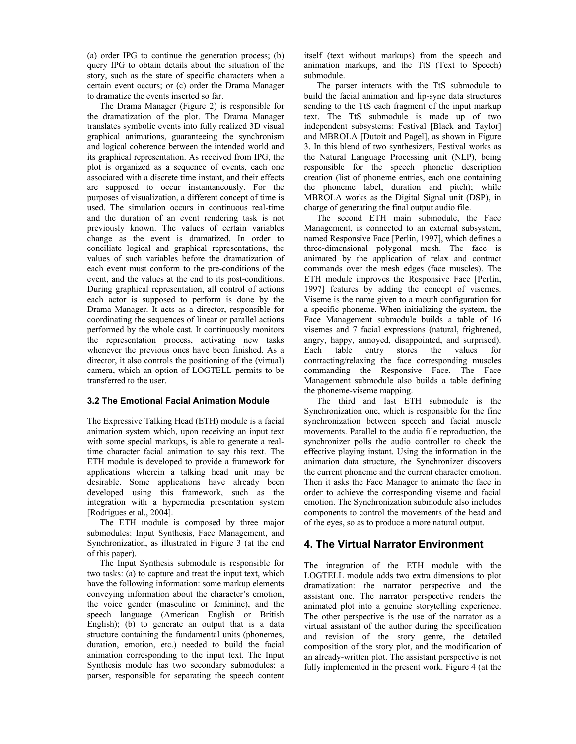(a) order IPG to continue the generation process; (b) query IPG to obtain details about the situation of the story, such as the state of specific characters when a certain event occurs; or (c) order the Drama Manager to dramatize the events inserted so far.

The Drama Manager (Figure 2) is responsible for the dramatization of the plot. The Drama Manager translates symbolic events into fully realized 3D visual graphical animations, guaranteeing the synchronism and logical coherence between the intended world and its graphical representation. As received from IPG, the plot is organized as a sequence of events, each one associated with a discrete time instant, and their effects are supposed to occur instantaneously. For the purposes of visualization, a different concept of time is used. The simulation occurs in continuous real-time and the duration of an event rendering task is not previously known. The values of certain variables change as the event is dramatized. In order to conciliate logical and graphical representations, the values of such variables before the dramatization of each event must conform to the pre-conditions of the event, and the values at the end to its post-conditions. During graphical representation, all control of actions each actor is supposed to perform is done by the Drama Manager. It acts as a director, responsible for coordinating the sequences of linear or parallel actions performed by the whole cast. It continuously monitors the representation process, activating new tasks whenever the previous ones have been finished. As a director, it also controls the positioning of the (virtual) camera, which an option of LOGTELL permits to be transferred to the user.

### 3.2 The Emotional Facial Animation Module

The Expressive Talking Head (ETH) module is a facial animation system which, upon receiving an input text with some special markups, is able to generate a real-time character facial animation to say this text. The ETH module is developed to provide a framework for applications wherein a talking head unit may be desirable. Some applications have already been developed using this framework, such as the integration with a hypermedia presentation system [Rodrigues et al., 2004].

The ETH module is composed by three major submodules: Input Synthesis, Face Management, and Synchronization, as illustrated in Figure 3 (at the end of this paper).

The Input Synthesis submodule is responsible for two tasks: (a) to capture and treat the input text, which have the following information: some markup elements conveying information about the character's emotion, the voice gender (masculine or feminine), and the speech language (American English or British English); (b) to generate an output that is a data structure containing the fundamental units (phonemes, duration, emotion, etc.) needed to build the facial animation corresponding to the input text. The Input Synthesis module has two secondary submodules: a parser, responsible for separating the speech content itself (text without markups) from the speech and animation markups, and the TtS (Text to Speech) submodule.

The parser interacts with the TtS submodule to build the facial animation and lip-sync data structures sending to the TtS each fragment of the input markup text. The TtS submodule is made up of two independent subsystems: Festival [Black and Taylor] and MBROLA [Dutoit and Pagel], as shown in Figure 3. In this blend of two synthesizers, Festival works as the Natural Language Processing unit (NLP), being responsible for the speech phonetic description creation (list of phoneme entries, each one containing the phoneme label, duration and pitch); while MBROLA works as the Digital Signal unit (DSP), in charge of generating the final output audio file.

The second ETH main submodule, the Face Management, is connected to an external subsystem, named Responsive Face [Perlin, 1997], which defines a three-dimensional polygonal mesh. The face is animated by the application of relax and contract commands over the mesh edges (face muscles). The ETH module improves the Responsive Face [Perlin, 1997] features by adding the concept of visemes. Viseme is the name given to a mouth configuration for a specific phoneme. When initializing the system, the Face Management submodule builds a table of 16 visemes and 7 facial expressions (natural, frightened, angry, happy, annoyed, disappointed, and surprised). Each table entry stores the values for contracting/relaxing the face corresponding muscles commanding the Responsive Face. The Face Management submodule also builds a table defining the phoneme-viseme mapping.

The third and last ETH submodule is the Synchronization one, which is responsible for the fine synchronization between speech and facial muscle movements. Parallel to the audio file reproduction, the synchronizer polls the audio controller to check the effective playing instant. Using the information in the animation data structure, the Synchronizer discovers the current phoneme and the current character emotion. Then it asks the Face Manager to animate the face in order to achieve the corresponding viseme and facial emotion. The Synchronization submodule also includes components to control the movements of the head and of the eyes, so as to produce a more natural output.

## 4. The Virtual Narrator Environment

The integration of the ETH module with the LOGTELL module adds two extra dimensions to plot dramatization: the narrator perspective and the assistant one. The narrator perspective renders the animated plot into a genuine storytelling experience. The other perspective is the use of the narrator as a virtual assistant of the author during the specification and revision of the story genre, the detailed composition of the story plot, and the modification of an already-written plot. The assistant perspective is not fully implemented in the present work. Figure 4 (at the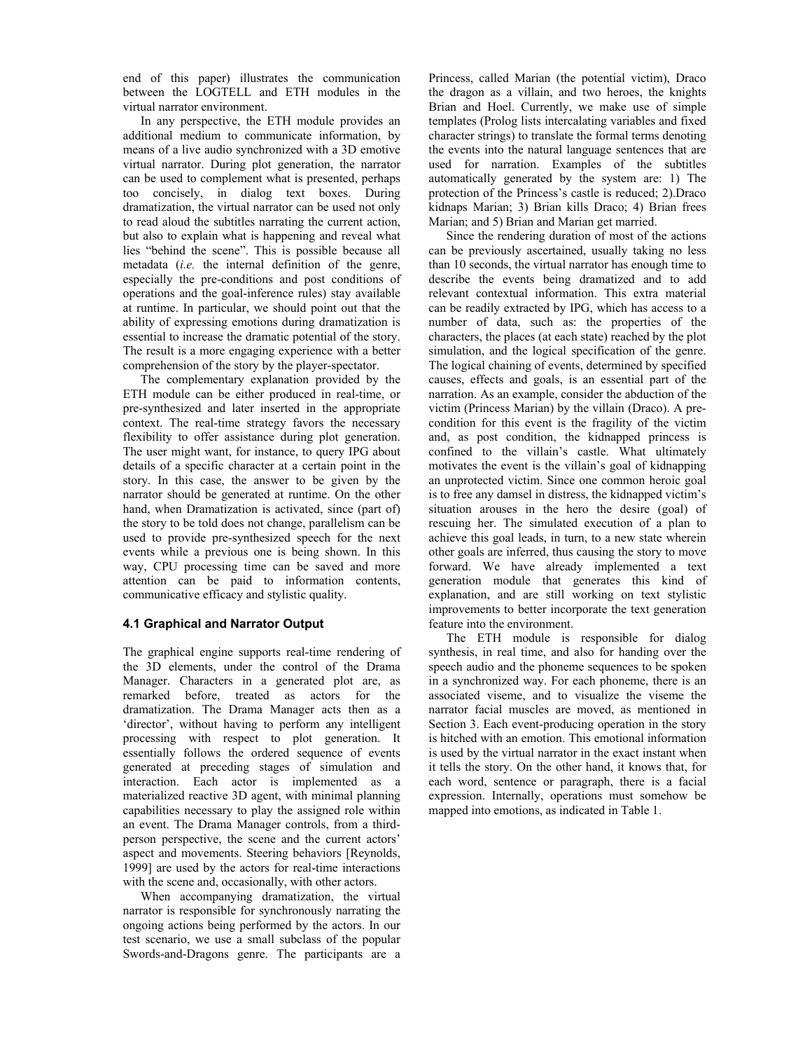end of this paper) illustrates the communication between the LOGTELL and ETH modules in the virtual narrator environment.

In any perspective, the ETH module provides an additional medium to communicate information, by means of a live audio synchronized with a 3D emotive virtual narrator. During plot generation, the narrator can be used to complement what is presented, perhaps too concisely, in dialog text boxes. During dramatization, the virtual narrator can be used not only to read aloud the subtitles narrating the current action, but also to explain what is happening and reveal what lies "behind the scene". This is possible because all metadata (*i.e.* the internal definition of the genre, especially the pre-conditions and post conditions of operations and the goal-inference rules) stay available at runtime. In particular, we should point out that the ability of expressing emotions during dramatization is essential to increase the dramatic potential of the story. The result is a more engaging experience with a better comprehension of the story by the player-spectator.

The complementary explanation provided by the ETH module can be either produced in real-time, or pre-synthesized and later inserted in the appropriate context. The real-time strategy favors the necessary flexibility to offer assistance during plot generation. The user might want, for instance, to query IPG about details of a specific character at a certain point in the story. In this case, the answer to be given by the narrator should be generated at runtime. On the other hand, when Dramatization is activated, since (part of) the story to be told does not change, parallelism can be used to provide pre-synthesized speech for the next events while a previous one is being shown. In this way, CPU processing time can be saved and more attention can be paid to information contents, communicative efficacy and stylistic quality.

### 4.1 Graphical and Narrator Output

The graphical engine supports real-time rendering of the 3D elements, under the control of the Drama Manager. Characters in a generated plot are, as remarked before, treated as actors for the dramatization. The Drama Manager acts then as a 'director', without having to perform any intelligent processing with respect to plot generation. It essentially follows the ordered sequence of events generated at preceding stages of simulation and interaction. Each actor is implemented as a materialized reactive 3D agent, with minimal planning capabilities necessary to play the assigned role within an event. The Drama Manager controls, from a third-person perspective, the scene and the current actors' aspect and movements. Steering behaviors [Reynolds, 1999] are used by the actors for real-time interactions with the scene and, occasionally, with other actors.

When accompanying dramatization, the virtual narrator is responsible for synchronously narrating the ongoing actions being performed by the actors. In our test scenario, we use a small subclass of the popular Swords-and-Dragons genre. The participants are a Princess, called Marian (the potential victim), Draco the dragon as a villain, and two heroes, the knights Brian and Hoel. Currently, we make use of simple templates (Prolog lists intercalating variables and fixed character strings) to translate the formal terms denoting the events into the natural language sentences that are used for narration. Examples of the subtitles automatically generated by the system are: 1) The protection of the Princess's castle is reduced; 2).Draco kidnaps Marian; 3) Brian kills Draco; 4) Brian frees Marian; and 5) Brian and Marian get married.

Since the rendering duration of most of the actions can be previously ascertained, usually taking no less than 10 seconds, the virtual narrator has enough time to describe the events being dramatized and to add relevant contextual information. This extra material can be readily extracted by IPG, which has access to a number of data, such as: the properties of the characters, the places (at each state) reached by the plot simulation, and the logical specification of the genre. The logical chaining of events, determined by specified causes, effects and goals, is an essential part of the narration. As an example, consider the abduction of the victim (Princess Marian) by the villain (Draco). A pre-condition for this event is the fragility of the victim and, as post condition, the kidnapped princess is confined to the villain's castle. What ultimately motivates the event is the villain's goal of kidnapping an unprotected victim. Since one common heroic goal is to free any damsel in distress, the kidnapped victim's situation arouses in the hero the desire (goal) of rescuing her. The simulated execution of a plan to achieve this goal leads, in turn, to a new state wherein other goals are inferred, thus causing the story to move forward. We have already implemented a text generation module that generates this kind of explanation, and are still working on text stylistic improvements to better incorporate the text generation feature into the environment.

The ETH module is responsible for dialog synthesis, in real time, and also for handing over the speech audio and the phoneme sequences to be spoken in a synchronized way. For each phoneme, there is an associated viseme, and to visualize the viseme the narrator facial muscles are moved, as mentioned in Section 3. Each event-producing operation in the story is hitched with an emotion. This emotional information is used by the virtual narrator in the exact instant when it tells the story. On the other hand, it knows that, for each word, sentence or paragraph, there is a facial expression. Internally, operations must somehow be mapped into emotions, as indicated in Table 1.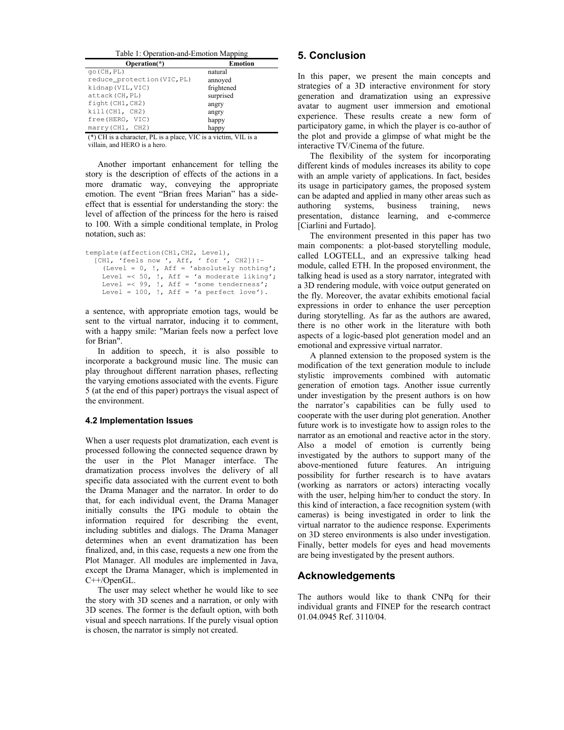Table 1: Operation-and-Emotion Mapping

| Operation(*) | Emotion |
| --- | --- |
| go(CH,PL) | natural |
| reduce_protection(VIC,PL) | annoyed |
| kidnap(VIL,VIC) | frightened |
| attack(CH,PL) | surprised |
| fight(CH1,CH2) | angry |
| kill(CH1, CH2) | angry |
| free(HERO, VIC) | happy |
| marry(CH1, CH2) | happy |

(*) CH is a character, PL is a place, VIC is a victim, VIL is a villain, and HERO is a hero.

Another important enhancement for telling the story is the description of effects of the actions in a more dramatic way, conveying the appropriate emotion. The event "Brian frees Marian" has a side-effect that is essential for understanding the story: the level of affection of the princess for the hero is raised to 100. With a simple conditional template, in Prolog notation, such as:

```
template(affection(CH1,CH2, Level),
  [CH1, 'feels now ', Aff, ' for ', CH2]):-
    (Level = 0, !, Aff = 'absolutely nothing';
    Level =< 50, !, Aff = 'a moderate liking';
    Level =< 99, !, Aff = 'some tenderness';
    Level = 100, !, Aff = 'a perfect love').
```

a sentence, with appropriate emotion tags, would be sent to the virtual narrator, inducing it to comment, with a happy smile: "Marian feels now a perfect love for Brian".

In addition to speech, it is also possible to incorporate a background music line. The music can play throughout different narration phases, reflecting the varying emotions associated with the events. Figure 5 (at the end of this paper) portrays the visual aspect of the environment.

### 4.2 Implementation Issues

When a user requests plot dramatization, each event is processed following the connected sequence drawn by the user in the Plot Manager interface. The dramatization process involves the delivery of all specific data associated with the current event to both the Drama Manager and the narrator. In order to do that, for each individual event, the Drama Manager initially consults the IPG module to obtain the information required for describing the event, including subtitles and dialogs. The Drama Manager determines when an event dramatization has been finalized, and, in this case, requests a new one from the Plot Manager. All modules are implemented in Java, except the Drama Manager, which is implemented in C++/OpenGL.

The user may select whether he would like to see the story with 3D scenes and a narration, or only with 3D scenes. The former is the default option, with both visual and speech narrations. If the purely visual option is chosen, the narrator is simply not created.

## 5. Conclusion

In this paper, we present the main concepts and strategies of a 3D interactive environment for story generation and dramatization using an expressive avatar to augment user immersion and emotional experience. These results create a new form of participatory game, in which the player is co-author of the plot and provide a glimpse of what might be the interactive TV/Cinema of the future.

The flexibility of the system for incorporating different kinds of modules increases its ability to cope with an ample variety of applications. In fact, besides its usage in participatory games, the proposed system can be adapted and applied in many other areas such as authoring systems, business training, news presentation, distance learning, and e-commerce [Ciarlini and Furtado].

The environment presented in this paper has two main components: a plot-based storytelling module, called LOGTELL, and an expressive talking head module, called ETH. In the proposed environment, the talking head is used as a story narrator, integrated with a 3D rendering module, with voice output generated on the fly. Moreover, the avatar exhibits emotional facial expressions in order to enhance the user perception during storytelling. As far as the authors are awared, there is no other work in the literature with both aspects of a logic-based plot generation model and an emotional and expressive virtual narrator.

A planned extension to the proposed system is the modification of the text generation module to include stylistic improvements combined with automatic generation of emotion tags. Another issue currently under investigation by the present authors is on how the narrator's capabilities can be fully used to cooperate with the user during plot generation. Another future work is to investigate how to assign roles to the narrator as an emotional and reactive actor in the story. Also a model of emotion is currently being investigated by the authors to support many of the above-mentioned future features. An intriguing possibility for further research is to have avatars (working as narrators or actors) interacting vocally with the user, helping him/her to conduct the story. In this kind of interaction, a face recognition system (with cameras) is being investigated in order to link the virtual narrator to the audience response. Experiments on 3D stereo environments is also under investigation. Finally, better models for eyes and head movements are being investigated by the present authors.

## Acknowledgements

The authors would like to thank CNPq for their individual grants and FINEP for the research contract 01.04.0945 Ref. 3110/04.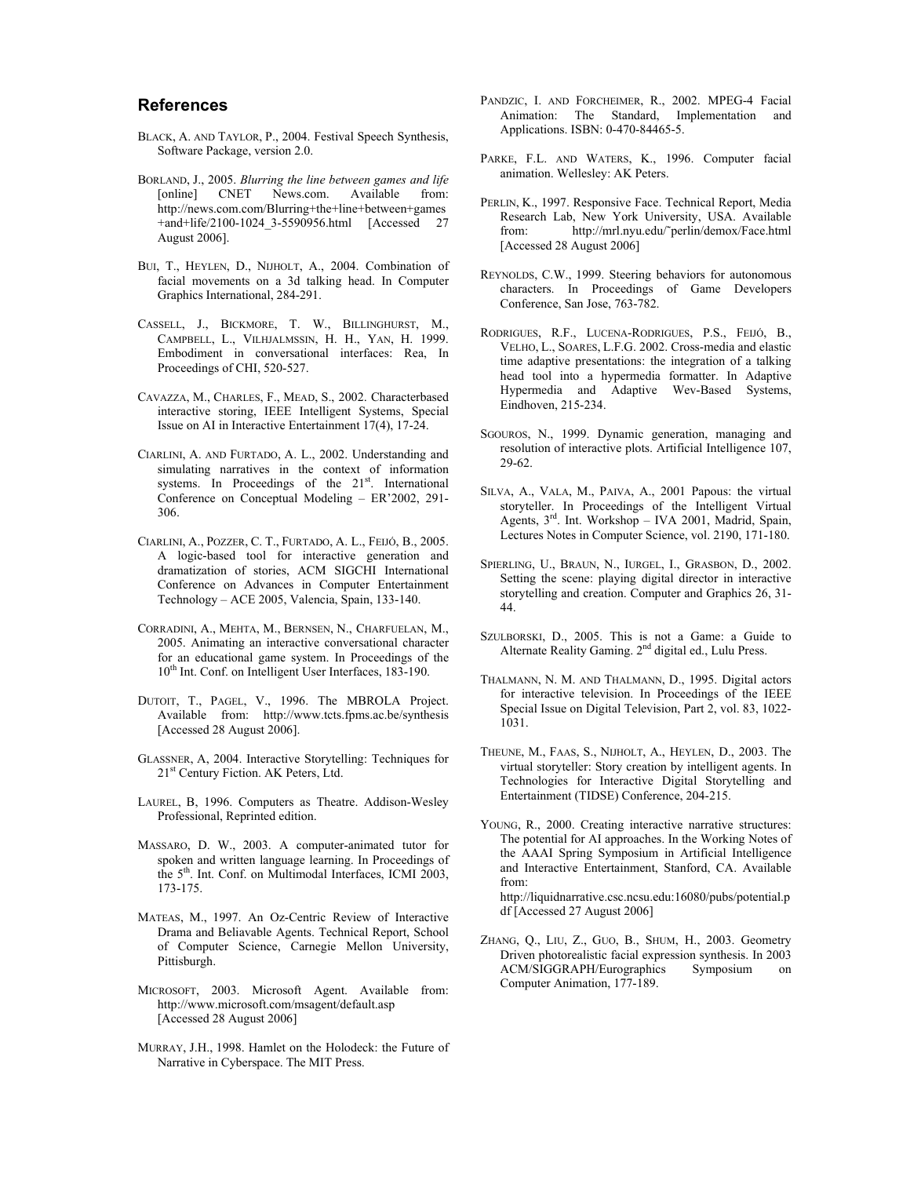## References

BLACK, A. AND TAYLOR, P., 2004. Festival Speech Synthesis, Software Package, version 2.0.

BORLAND, J., 2005. *Blurring the line between games and life* [online] CNET News.com. Available from: http://news.com.com/Blurring+the+line+between+games+and+life/2100-1024_3-5590956.html [Accessed 27 August 2006].

BUI, T., HEYLEN, D., NIJHOLT, A., 2004. Combination of facial movements on a 3d talking head. In Computer Graphics International, 284-291.

CASSELL, J., BICKMORE, T. W., BILLINGHURST, M., CAMPBELL, L., VILHJALMSSIN, H. H., YAN, H. 1999. Embodiment in conversational interfaces: Rea, In Proceedings of CHI, 520-527.

CAVAZZA, M., CHARLES, F., MEAD, S., 2002. Characterbased interactive storing, IEEE Intelligent Systems, Special Issue on AI in Interactive Entertainment 17(4), 17-24.

CIARLINI, A. AND FURTADO, A. L., 2002. Understanding and simulating narratives in the context of information systems. In Proceedings of the 21st. International Conference on Conceptual Modeling – ER'2002, 291-306.

CIARLINI, A., POZZER, C. T., FURTADO, A. L., FEIJÓ, B., 2005. A logic-based tool for interactive generation and dramatization of stories, ACM SIGCHI International Conference on Advances in Computer Entertainment Technology – ACE 2005, Valencia, Spain, 133-140.

CORRADINI, A., MEHTA, M., BERNSEN, N., CHARFUELAN, M., 2005. Animating an interactive conversational character for an educational game system. In Proceedings of the 10th Int. Conf. on Intelligent User Interfaces, 183-190.

DUTOIT, T., PAGEL, V., 1996. The MBROLA Project. Available from: http://www.tcts.fpms.ac.be/synthesis [Accessed 28 August 2006].

GLASSNER, A, 2004. Interactive Storytelling: Techniques for 21st Century Fiction. AK Peters, Ltd.

LAUREL, B, 1996. Computers as Theatre. Addison-Wesley Professional, Reprinted edition.

MASSARO, D. W., 2003. A computer-animated tutor for spoken and written language learning. In Proceedings of the 5th. Int. Conf. on Multimodal Interfaces, ICMI 2003, 173-175.

MATEAS, M., 1997. An Oz-Centric Review of Interactive Drama and Beliavable Agents. Technical Report, School of Computer Science, Carnegie Mellon University, Pittisburgh.

MICROSOFT, 2003. Microsoft Agent. Available from: http://www.microsoft.com/msagent/default.asp [Accessed 28 August 2006]

MURRAY, J.H., 1998. Hamlet on the Holodeck: the Future of Narrative in Cyberspace. The MIT Press.

PANDZIC, I. AND FORCHEIMER, R., 2002. MPEG-4 Facial Animation: The Standard, Implementation and Applications. ISBN: 0-470-84465-5.

PARKE, F.L. AND WATERS, K., 1996. Computer facial animation. Wellesley: AK Peters.

PERLIN, K., 1997. Responsive Face. Technical Report, Media Research Lab, New York University, USA. Available from: http://mrl.nyu.edu/~perlin/demox/Face.html [Accessed 28 August 2006]

REYNOLDS, C.W., 1999. Steering behaviors for autonomous characters. In Proceedings of Game Developers Conference, San Jose, 763-782.

RODRIGUES, R.F., LUCENA-RODRIGUES, P.S., FEIJÓ, B., VELHO, L., SOARES, L.F.G. 2002. Cross-media and elastic time adaptive presentations: the integration of a talking head tool into a hypermedia formatter. In Adaptive Hypermedia and Adaptive Wev-Based Systems, Eindhoven, 215-234.

SGOUROS, N., 1999. Dynamic generation, managing and resolution of interactive plots. Artificial Intelligence 107, 29-62.

SILVA, A., VALA, M., PAIVA, A., 2001 Papous: the virtual storyteller. In Proceedings of the Intelligent Virtual Agents, 3rd. Int. Workshop – IVA 2001, Madrid, Spain, Lectures Notes in Computer Science, vol. 2190, 171-180.

SPIERLING, U., BRAUN, N., IURGEL, I., GRASBON, D., 2002. Setting the scene: playing digital director in interactive storytelling and creation. Computer and Graphics 26, 31-44.

SZULBORSKI, D., 2005. This is not a Game: a Guide to Alternate Reality Gaming. 2nd digital ed., Lulu Press.

THALMANN, N. M. AND THALMANN, D., 1995. Digital actors for interactive television. In Proceedings of the IEEE Special Issue on Digital Television, Part 2, vol. 83, 1022-1031.

THEUNE, M., FAAS, S., NIJHOLT, A., HEYLEN, D., 2003. The virtual storyteller: Story creation by intelligent agents. In Technologies for Interactive Digital Storytelling and Entertainment (TIDSE) Conference, 204-215.

YOUNG, R., 2000. Creating interactive narrative structures: The potential for AI approaches. In the Working Notes of the AAAI Spring Symposium in Artificial Intelligence and Interactive Entertainment, Stanford, CA. Available from: http://liquidnarrative.csc.ncsu.edu:16080/pubs/potential.pdf [Accessed 27 August 2006]

ZHANG, Q., LIU, Z., GUO, B., SHUM, H., 2003. Geometry Driven photorealistic facial expression synthesis. In 2003 ACM/SIGGRAPH/Eurographics Symposium on Computer Animation, 177-189.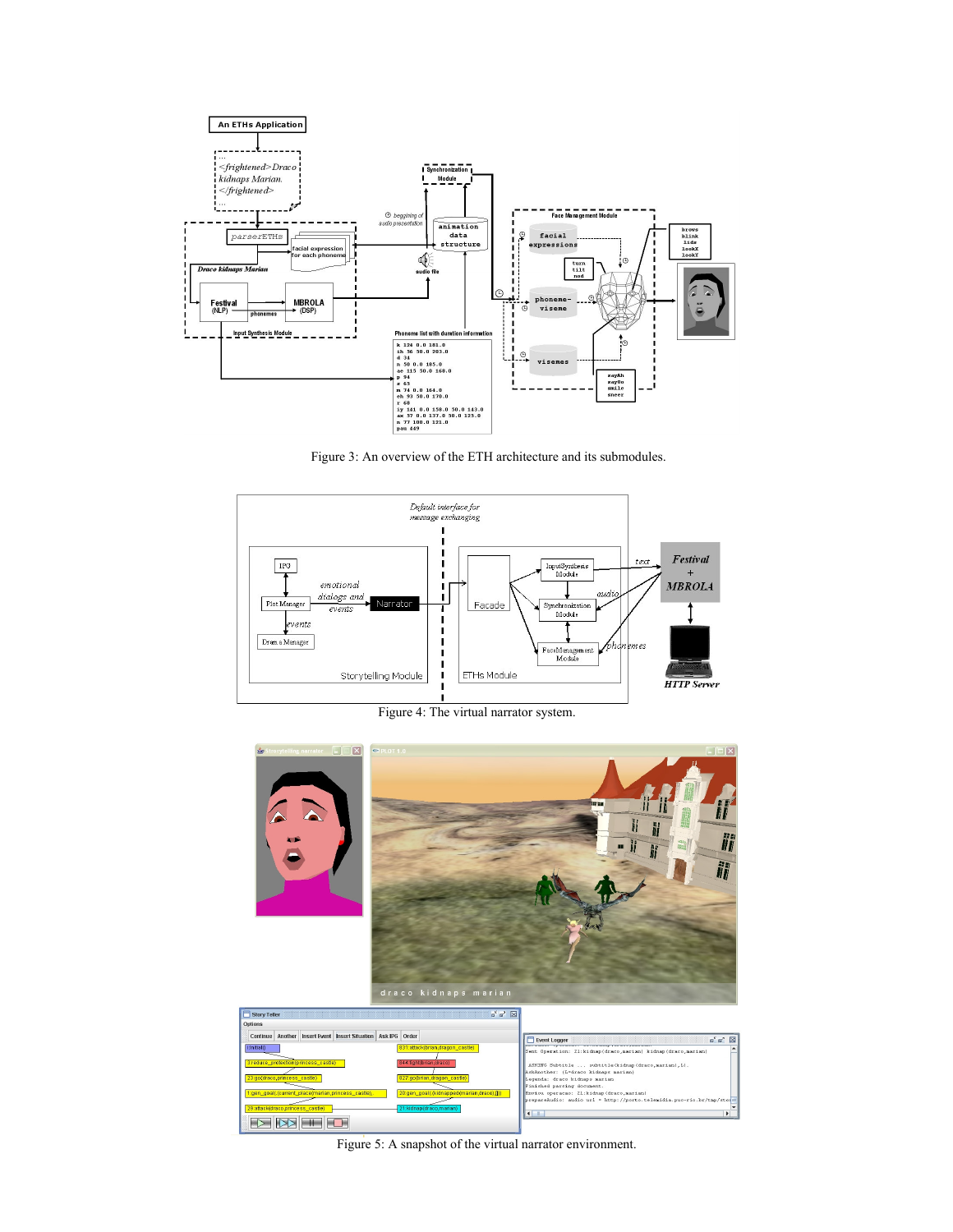Figure 3: An overview of the ETH architecture and its submodules.

Figure 4: The virtual narrator system.

Figure 5: A snapshot of the virtual narrator environment.